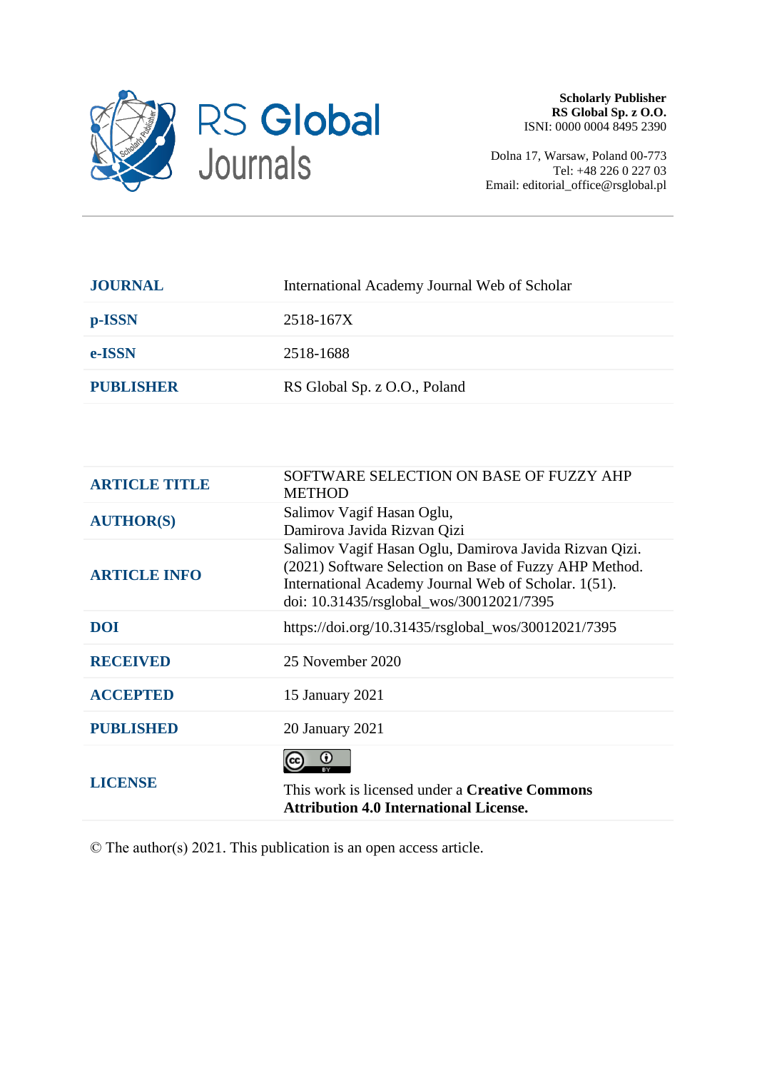**Scholarly Publisher**
**RS Global Sp. z O.O.**
ISNI: 0000 0004 8495 2390

Dolna 17, Warsaw, Poland 00-773
Tel: +48 226 0 227 03
Email: editorial_office@rsglobal.pl

| | |
|---|---|
| **JOURNAL** | International Academy Journal Web of Scholar |
| **p-ISSN** | 2518-167X |
| **e-ISSN** | 2518-1688 |
| **PUBLISHER** | RS Global Sp. z O.O., Poland |

| | |
|---|---|
| **ARTICLE TITLE** | SOFTWARE SELECTION ON BASE OF FUZZY AHP METHOD |
| **AUTHOR(S)** | Salimov Vagif Hasan Oglu, Damirova Javida Rizvan Qizi |
| **ARTICLE INFO** | Salimov Vagif Hasan Oglu, Damirova Javida Rizvan Qizi. (2021) Software Selection on Base of Fuzzy AHP Method. International Academy Journal Web of Scholar. 1(51). doi: 10.31435/rsglobal_wos/30012021/7395 |
| **DOI** | https://doi.org/10.31435/rsglobal_wos/30012021/7395 |
| **RECEIVED** | 25 November 2020 |
| **ACCEPTED** | 15 January 2021 |
| **PUBLISHED** | 20 January 2021 |
| **LICENSE** | This work is licensed under a **Creative Commons Attribution 4.0 International License.** |

© The author(s) 2021. This publication is an open access article.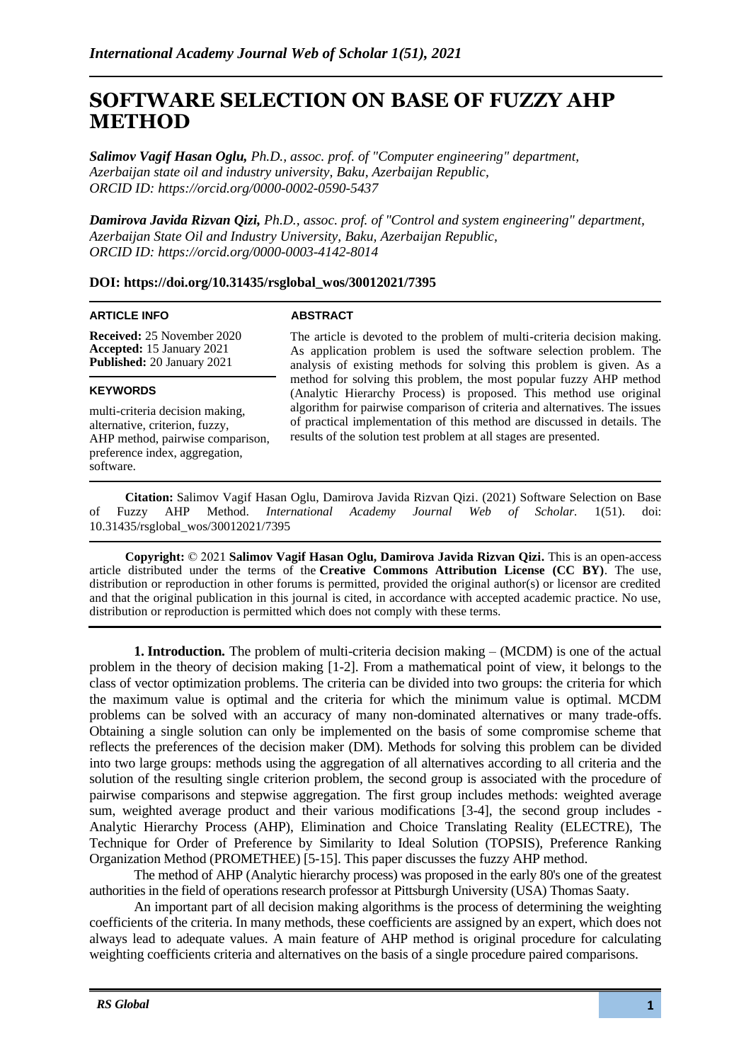# SOFTWARE SELECTION ON BASE OF FUZZY AHP METHOD

***Salimov Vagif Hasan Oglu,*** *Ph.D., assoc. prof. of "Computer engineering" department, Azerbaijan state oil and industry university, Baku, Azerbaijan Republic, ORCID ID: https://orcid.org/0000-0002-0590-5437*

***Damirova Javida Rizvan Qizi,*** *Ph.D., assoc. prof. of "Control and system engineering" department, Azerbaijan State Oil and Industry University, Baku, Azerbaijan Republic, ORCID ID: https://orcid.org/0000-0003-4142-8014*

**DOI: https://doi.org/10.31435/rsglobal_wos/30012021/7395**

**ARTICLE INFO**

**Received:** 25 November 2020
**Accepted:** 15 January 2021
**Published:** 20 January 2021

**KEYWORDS**

multi-criteria decision making, alternative, criterion, fuzzy, AHP method, pairwise comparison, preference index, aggregation, software.

**ABSTRACT**

The article is devoted to the problem of multi-criteria decision making. As application problem is used the software selection problem. The analysis of existing methods for solving this problem is given. As a method for solving this problem, the most popular fuzzy AHP method (Analytic Hierarchy Process) is proposed. This method use original algorithm for pairwise comparison of criteria and alternatives. The issues of practical implementation of this method are discussed in details. The results of the solution test problem at all stages are presented.

**Citation:** Salimov Vagif Hasan Oglu, Damirova Javida Rizvan Qizi. (2021) Software Selection on Base of Fuzzy AHP Method. *International Academy Journal Web of Scholar.* 1(51). doi: 10.31435/rsglobal_wos/30012021/7395

**Copyright:** © 2021 **Salimov Vagif Hasan Oglu, Damirova Javida Rizvan Qizi.** This is an open-access article distributed under the terms of the **Creative Commons Attribution License (CC BY)**. The use, distribution or reproduction in other forums is permitted, provided the original author(s) or licensor are credited and that the original publication in this journal is cited, in accordance with accepted academic practice. No use, distribution or reproduction is permitted which does not comply with these terms.

**1. Introduction.** The problem of multi-criteria decision making – (MCDM) is one of the actual problem in the theory of decision making [1-2]. From a mathematical point of view, it belongs to the class of vector optimization problems. The criteria can be divided into two groups: the criteria for which the maximum value is optimal and the criteria for which the minimum value is optimal. MCDM problems can be solved with an accuracy of many non-dominated alternatives or many trade-offs. Obtaining a single solution can only be implemented on the basis of some compromise scheme that reflects the preferences of the decision maker (DM). Methods for solving this problem can be divided into two large groups: methods using the aggregation of all alternatives according to all criteria and the solution of the resulting single criterion problem, the second group is associated with the procedure of pairwise comparisons and stepwise aggregation. The first group includes methods: weighted average sum, weighted average product and their various modifications [3-4], the second group includes - Analytic Hierarchy Process (AHP), Elimination and Choice Translating Reality (ELECTRE), The Technique for Order of Preference by Similarity to Ideal Solution (TOPSIS), Preference Ranking Organization Method (PROMETHEE) [5-15]. This paper discusses the fuzzy AHP method.

The method of AHP (Analytic hierarchy process) was proposed in the early 80's one of the greatest authorities in the field of operations research professor at Pittsburgh University (USA) Thomas Saaty.

An important part of all decision making algorithms is the process of determining the weighting coefficients of the criteria. In many methods, these coefficients are assigned by an expert, which does not always lead to adequate values. A main feature of AHP method is original procedure for calculating weighting coefficients criteria and alternatives on the basis of a single procedure paired comparisons.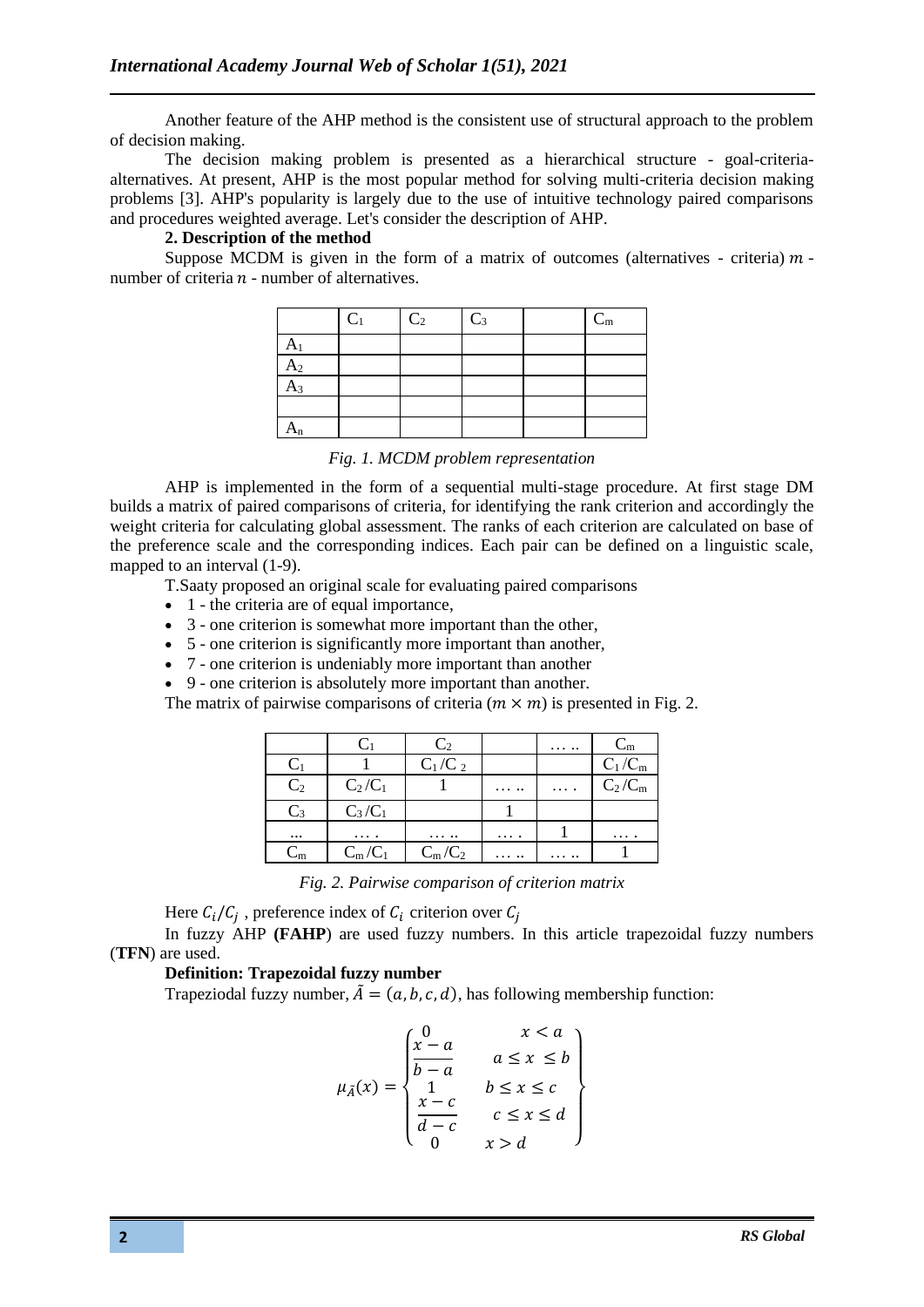Another feature of the AHP method is the consistent use of structural approach to the problem of decision making.

The decision making problem is presented as a hierarchical structure - goal-criteria-alternatives. At present, AHP is the most popular method for solving multi-criteria decision making problems [3]. AHP's popularity is largely due to the use of intuitive technology paired comparisons and procedures weighted average. Let's consider the description of AHP.

**2. Description of the method**

Suppose MCDM is given in the form of a matrix of outcomes (alternatives - criteria) $m$ - number of criteria $n$ - number of alternatives.

| | $C_1$ | $C_2$ | $C_3$ | | $C_m$ |
|---|---|---|---|---|---|
| $A_1$ | | | | | |
| $A_2$ | | | | | |
| $A_3$ | | | | | |
| | | | | | |
| $A_n$ | | | | | |

*Fig. 1. MCDM problem representation*

AHP is implemented in the form of a sequential multi-stage procedure. At first stage DM builds a matrix of paired comparisons of criteria, for identifying the rank criterion and accordingly the weight criteria for calculating global assessment. The ranks of each criterion are calculated on base of the preference scale and the corresponding indices. Each pair can be defined on a linguistic scale, mapped to an interval (1-9).

T.Saaty proposed an original scale for evaluating paired comparisons

- 1 - the criteria are of equal importance,
- 3 - one criterion is somewhat more important than the other,
- 5 - one criterion is significantly more important than another,
- 7 - one criterion is undeniably more important than another
- 9 - one criterion is absolutely more important than another.

The matrix of pairwise comparisons of criteria ($m \times m$) is presented in Fig. 2.

| | $C_1$ | $C_2$ | | …. | $C_m$ |
|---|---|---|---|---|---|
| $C_1$ | 1 | $C_1/C_2$ | | | $C_1/C_m$ |
| $C_2$ | $C_2/C_1$ | 1 | …. | …. | $C_2/C_m$ |
| $C_3$ | $C_3/C_1$ | | 1 | | |
| ... | …. | …. | …. | 1 | …. |
| $C_m$ | $C_m/C_1$ | $C_m/C_2$ | …. | …. | 1 |

*Fig. 2. Pairwise comparison of criterion matrix*

Here $C_i/C_j$ , preference index of $C_i$ criterion over $C_j$

In fuzzy AHP **(FAHP**) are used fuzzy numbers. In this article trapezoidal fuzzy numbers (**TFN**) are used.

**Definition: Trapezoidal fuzzy number**

Trapeziodal fuzzy number, $\tilde{A} = (a, b, c, d)$, has following membership function:

$$\mu_{\tilde{A}}(x) = \begin{Bmatrix} 0 & x < a \\ \dfrac{x-a}{b-a} & a \leq x \leq b \\ 1 & b \leq x \leq c \\ \dfrac{x-c}{d-c} & c \leq x \leq d \\ 0 & x > d \end{Bmatrix}$$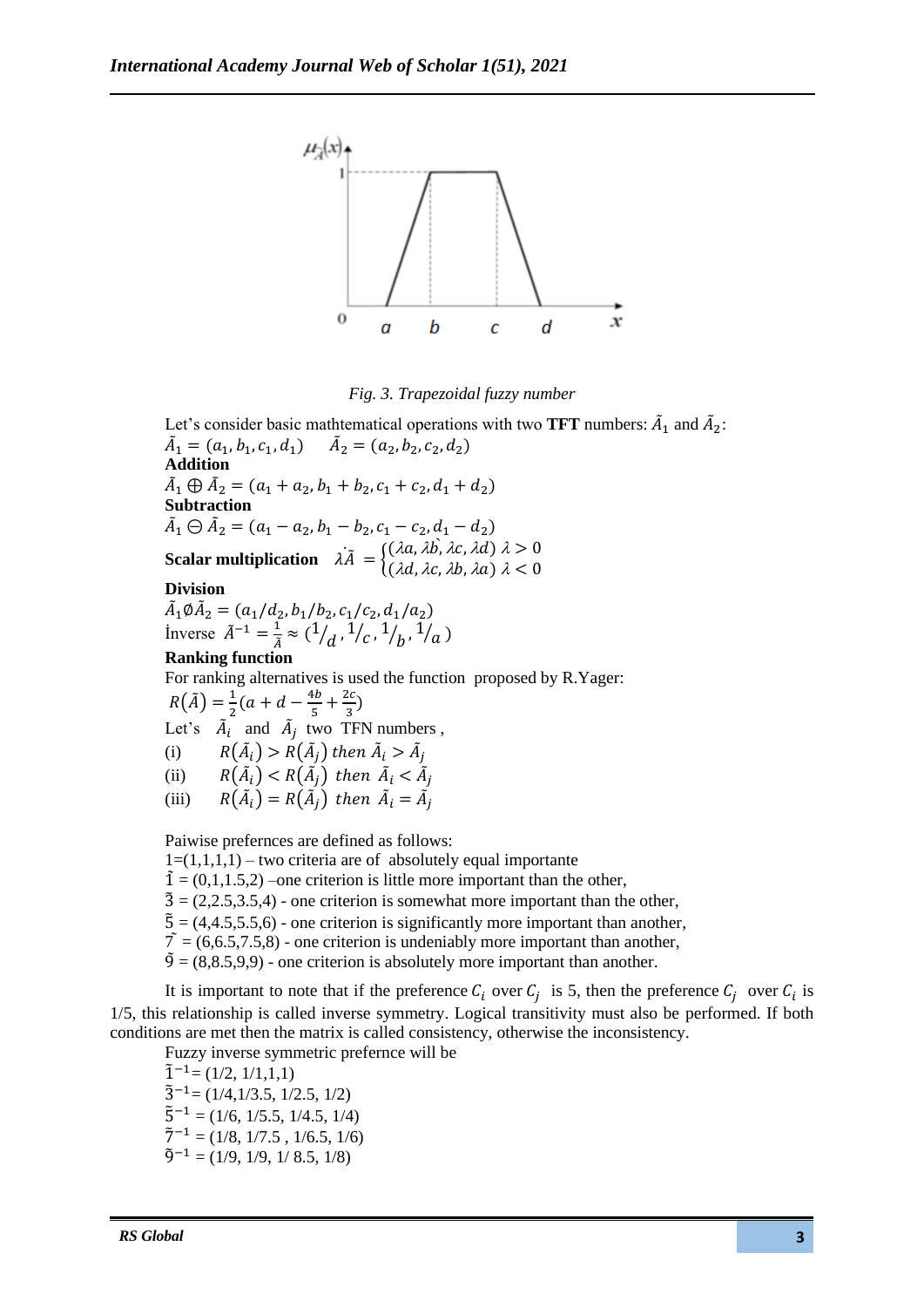*Fig. 3. Trapezoidal fuzzy number*

Let's consider basic mathtematical operations with two **TFT** numbers: $\tilde{A}_1$ and $\tilde{A}_2$:

$\tilde{A}_1 = (a_1, b_1, c_1, d_1) \quad \tilde{A}_2 = (a_2, b_2, c_2, d_2)$

**Addition**

$\tilde{A}_1 \oplus \tilde{A}_2 = (a_1 + a_2, b_1 + b_2, c_1 + c_2, d_1 + d_2)$

**Subtraction**

$\tilde{A}_1 \ominus \tilde{A}_2 = (a_1 - a_2, b_1 - b_2, c_1 - c_2, d_1 - d_2)$

**Scalar multiplication** $\lambda \tilde{A} = \begin{cases} (\lambda a, \lambda b, \lambda c, \lambda d) & \lambda > 0 \\ (\lambda d, \lambda c, \lambda b, \lambda a) & \lambda < 0 \end{cases}$

**Division**

$\tilde{A}_1 \oslash \tilde{A}_2 = (a_1/d_2, b_1/b_2, c_1/c_2, d_1/a_2)$

İnverse $\tilde{A}^{-1} = \frac{1}{\tilde{A}} \approx (1/_d, 1/_c, 1/_b, 1/_a)$

**Ranking function**

For ranking alternatives is used the function proposed by R.Yager:

$R(\tilde{A}) = \frac{1}{2}(a + d - \frac{4b}{5} + \frac{2c}{3})$

Let's $\tilde{A}_i$ and $\tilde{A}_j$ two TFN numbers ,

(i) $R(\tilde{A}_i) > R(\tilde{A}_j)$ *then* $\tilde{A}_i > \tilde{A}_j$

(ii) $R(\tilde{A}_i) < R(\tilde{A}_j)$ *then* $\tilde{A}_i < \tilde{A}_j$

(iii) $R(\tilde{A}_i) = R(\tilde{A}_j)$ *then* $\tilde{A}_i = \tilde{A}_j$

Paiwise prefernces are defined as follows:

1=(1,1,1,1) – two criteria are of absolutely equal importante

$\tilde{1}$ = (0,1,1.5,2) –one criterion is little more important than the other,

$\tilde{3}$ = (2,2.5,3.5,4) - one criterion is somewhat more important than the other,

$\tilde{5}$ = (4,4.5,5.5,6) - one criterion is significantly more important than another,

$\tilde{7}$ = (6,6.5,7.5,8) - one criterion is undeniably more important than another,

$\tilde{9}$ = (8,8.5,9,9) - one criterion is absolutely more important than another.

It is important to note that if the preference $C_i$ over $C_j$ is 5, then the preference $C_j$ over $C_i$ is 1/5, this relationship is called inverse symmetry. Logical transitivity must also be performed. If both conditions are met then the matrix is called consistency, otherwise the inconsistency.

Fuzzy inverse symmetric prefernce will be

$\tilde{1}^{-1}$ = (1/2, 1/1,1,1)

$\tilde{3}^{-1}$ = (1/4,1/3.5, 1/2.5, 1/2)

$\tilde{5}^{-1}$ = (1/6, 1/5.5, 1/4.5, 1/4)

$\tilde{7}^{-1}$ = (1/8, 1/7.5 , 1/6.5, 1/6)

$\tilde{9}^{-1}$ = (1/9, 1/9, 1/ 8.5, 1/8)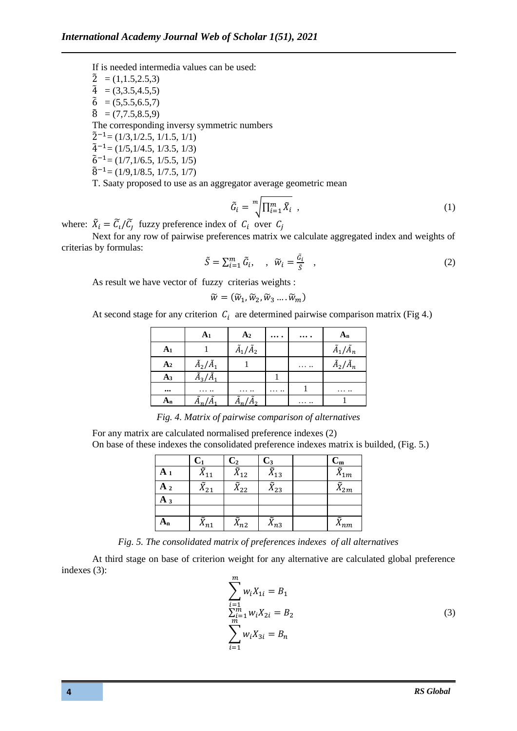If is needed intermedia values can be used:

$\tilde{2}$ = (1,1.5,2.5,3)

$\tilde{4}$ = (3,3.5,4.5,5)

$\tilde{6}$ = (5,5.5,6.5,7)

$\tilde{8}$ = (7,7.5,8.5,9)

The corresponding inversy symmetric numbers

$\tilde{2}^{-1}$ = (1/3,1/2.5, 1/1.5, 1/1)

$\tilde{4}^{-1}$ = (1/5,1/4.5, 1/3.5, 1/3)

$\tilde{6}^{-1}$ = (1/7,1/6.5, 1/5.5, 1/5)

$\tilde{8}^{-1}$ = (1/9,1/8.5, 1/7.5, 1/7)

T. Saaty proposed to use as an aggregator average geometric mean

$$\tilde{G}_i = \sqrt[m]{\prod_{i=1}^{m} \tilde{X}_i} \,, \tag{1}$$

where: $\tilde{X}_i = \tilde{C}_i/\tilde{C}_j$ fuzzy preference index of $C_i$ over $C_j$

Next for any row of pairwise preferences matrix we calculate aggregated index and weights of criterias by formulas:

$$\tilde{S} = \sum_{i=1}^{m} \tilde{G}_i, \quad , \quad \tilde{w}_i = \frac{\tilde{G}_i}{\tilde{S}} \quad , \tag{2}$$

As result we have vector of fuzzy criterias weights :

$$\tilde{w} = (\tilde{w}_1, \tilde{w}_2, \tilde{w}_3 \ldots . \tilde{w}_m)$$

At second stage for any criterion $C_i$ are determined pairwise comparison matrix (Fig 4.)

| | **A1** | **A2** | **… .** | **… .** | **An** |
|---|---|---|---|---|---|
| **A1** | 1 | $\tilde{A}_1/\tilde{A}_2$ | | | $\tilde{A}_1/\tilde{A}_n$ |
| **A2** | $\tilde{A}_2/\tilde{A}_1$ | 1 | | … .. | $\tilde{A}_2/\tilde{A}_n$ |
| **A3** | $\tilde{A}_3/\tilde{A}_1$ | | 1 | | |
| **...** | … .. | … .. | … .. | 1 | … .. |
| **An** | $\tilde{A}_n/\tilde{A}_1$ | $\tilde{A}_n/\tilde{A}_2$ | | … .. | 1 |

*Fig. 4. Matrix of pairwise comparison of alternatives*

For any matrix are calculated normalised preference indexes (2)

On base of these indexes the consolidated preference indexes matrix is builded, (Fig. 5.)

| | **C1** | **C2** | **C3** | | **Cm** |
|---|---|---|---|---|---|
| **A 1** | $\tilde{X}_{11}$ | $\tilde{X}_{12}$ | $\tilde{X}_{13}$ | | $\tilde{X}_{1m}$ |
| **A 2** | $\tilde{X}_{21}$ | $\tilde{X}_{22}$ | $\tilde{X}_{23}$ | | $\tilde{X}_{2m}$ |
| **A 3** | | | | | |
| | | | | | |
| **An** | $\tilde{X}_{n1}$ | $\tilde{X}_{n2}$ | $\tilde{X}_{n3}$ | | $\tilde{X}_{nm}$ |

*Fig. 5. The consolidated matrix of preferences indexes of all alternatives*

At third stage on base of criterion weight for any alternative are calculated global preference indexes (3):

$$\begin{gathered} \sum_{i=1}^{m} w_i X_{1i} = B_1 \\ \sum_{i=1}^{m} w_i X_{2i} = B_2 \\ \sum_{i=1}^{m} w_i X_{3i} = B_n \end{gathered} \tag{3}$$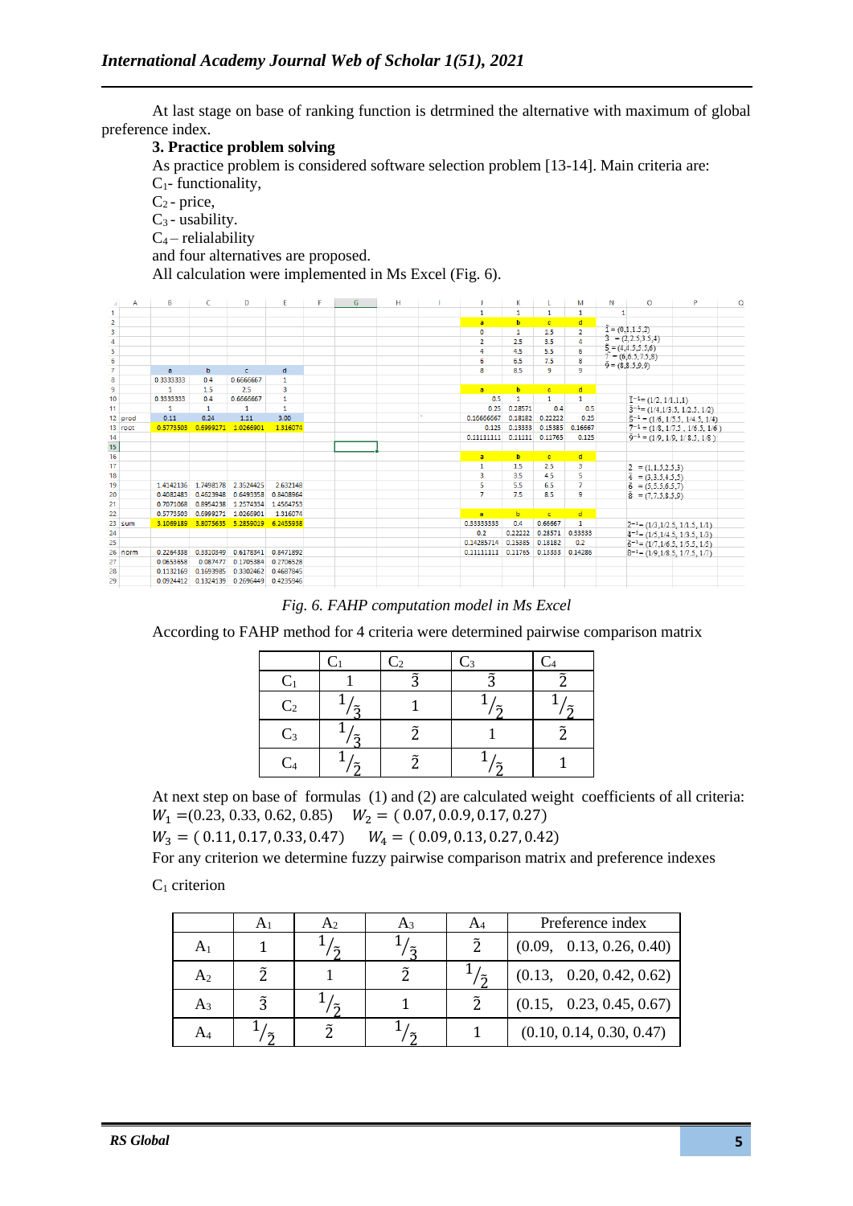At last stage on base of ranking function is detrmined the alternative with maximum of global preference index.

### 3. Practice problem solving

As practice problem is considered software selection problem [13-14]. Main criteria are:

$C_1$- functionality,

$C_2$ - price,

$C_3$ - usability.

$C_4$ – relialability

and four alternatives are proposed.

All calculation were implemented in Ms Excel (Fig. 6).

*Fig. 6. FAHP computation model in Ms Excel*

According to FAHP method for 4 criteria were determined pairwise comparison matrix

| | $C_1$ | $C_2$ | $C_3$ | $C_4$ |
|---|---|---|---|---|
| $C_1$ | 1 | $\tilde{3}$ | $\tilde{3}$ | $\tilde{2}$ |
| $C_2$ | $1/\tilde{3}$ | 1 | $1/\tilde{2}$ | $1/\tilde{2}$ |
| $C_3$ | $1/\tilde{3}$ | $\tilde{2}$ | 1 | $\tilde{2}$ |
| $C_4$ | $1/\tilde{2}$ | $\tilde{2}$ | $1/\tilde{2}$ | 1 |

At next step on base of formulas (1) and (2) are calculated weight coefficients of all criteria:

$W_1 = (0.23, 0.33, 0.62, 0.85)$ $\quad W_2 = (0.07, 0.0.9, 0.17, 0.27)$

$W_3 = (0.11, 0.17, 0.33, 0.47)$ $\quad W_4 = (0.09, 0.13, 0.27, 0.42)$

For any criterion we determine fuzzy pairwise comparison matrix and preference indexes

$C_1$ criterion

| | $A_1$ | $A_2$ | $A_3$ | $A_4$ | Preference index |
|---|---|---|---|---|---|
| $A_1$ | 1 | $1/\tilde{2}$ | $1/\tilde{3}$ | $\tilde{2}$ | (0.09, 0.13, 0.26, 0.40) |
| $A_2$ | $\tilde{2}$ | 1 | $\tilde{2}$ | $1/\tilde{2}$ | (0.13, 0.20, 0.42, 0.62) |
| $A_3$ | $\tilde{3}$ | $1/\tilde{2}$ | 1 | $\tilde{2}$ | (0.15, 0.23, 0.45, 0.67) |
| $A_4$ | $1/\tilde{2}$ | $\tilde{2}$ | $1/\tilde{2}$ | 1 | (0.10, 0.14, 0.30, 0.47) |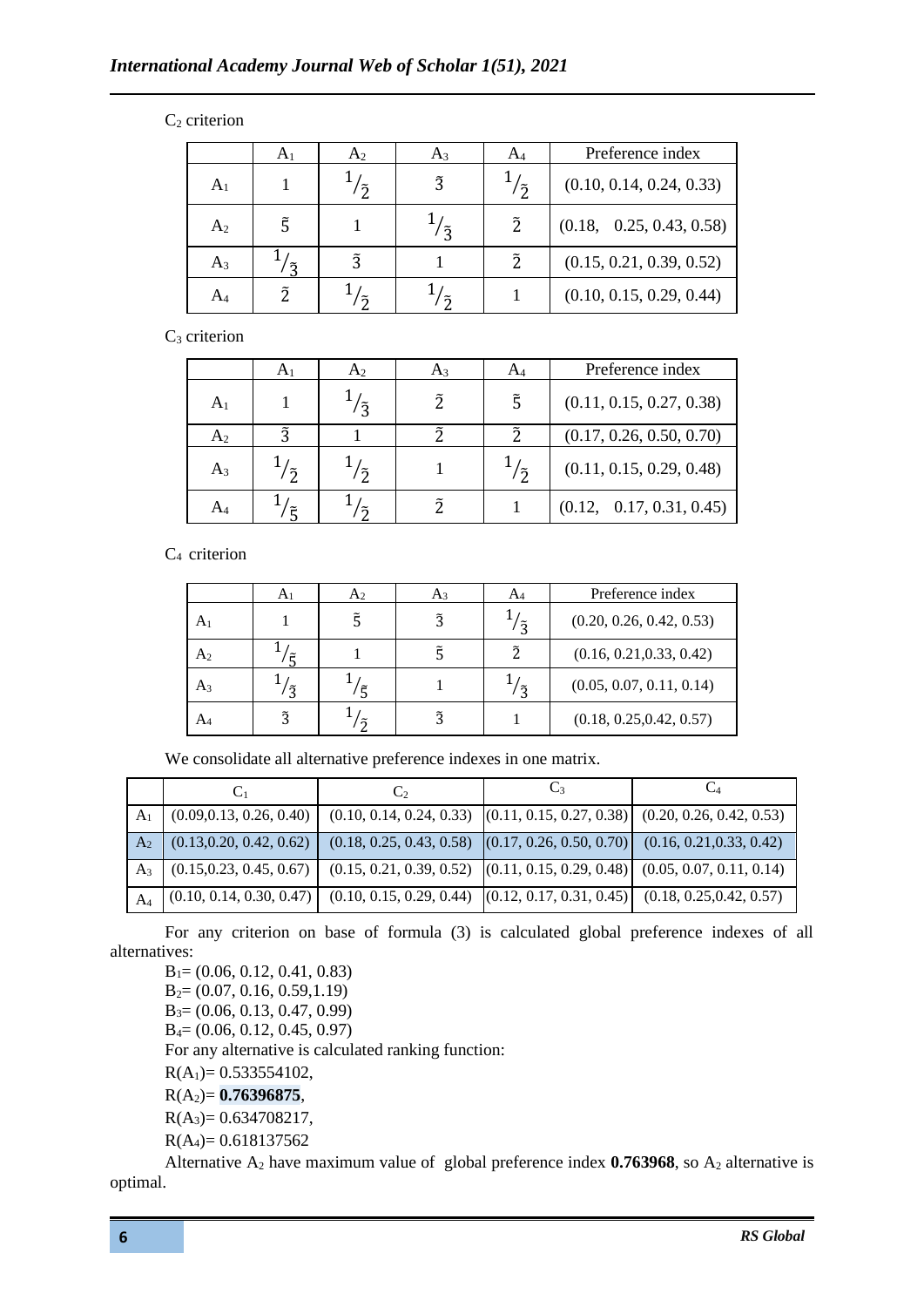$C_2$ criterion

|  | $A_1$ | $A_2$ | $A_3$ | $A_4$ | Preference index |
|---|---|---|---|---|---|
| $A_1$ | 1 | $1/\tilde{2}$ | $\tilde{3}$ | $1/\tilde{2}$ | (0.10, 0.14, 0.24, 0.33) |
| $A_2$ | $\tilde{5}$ | 1 | $1/\tilde{3}$ | $\tilde{2}$ | (0.18, 0.25, 0.43, 0.58) |
| $A_3$ | $1/\tilde{3}$ | $\tilde{3}$ | 1 | $\tilde{2}$ | (0.15, 0.21, 0.39, 0.52) |
| $A_4$ | $\tilde{2}$ | $1/\tilde{2}$ | $1/\tilde{2}$ | 1 | (0.10, 0.15, 0.29, 0.44) |

$C_3$ criterion

|  | $A_1$ | $A_2$ | $A_3$ | $A_4$ | Preference index |
|---|---|---|---|---|---|
| $A_1$ | 1 | $1/\tilde{3}$ | $\tilde{2}$ | $\tilde{5}$ | (0.11, 0.15, 0.27, 0.38) |
| $A_2$ | $\tilde{3}$ | 1 | $\tilde{2}$ | $\tilde{2}$ | (0.17, 0.26, 0.50, 0.70) |
| $A_3$ | $1/\tilde{2}$ | $1/\tilde{2}$ | 1 | $1/\tilde{2}$ | (0.11, 0.15, 0.29, 0.48) |
| $A_4$ | $1/\tilde{5}$ | $1/\tilde{2}$ | $\tilde{2}$ | 1 | (0.12, 0.17, 0.31, 0.45) |

$C_4$ criterion

|  | $A_1$ | $A_2$ | $A_3$ | $A_4$ | Preference index |
|---|---|---|---|---|---|
| $A_1$ | 1 | $\tilde{5}$ | $\tilde{3}$ | $1/\tilde{3}$ | (0.20, 0.26, 0.42, 0.53) |
| $A_2$ | $1/\tilde{5}$ | 1 | $\tilde{5}$ | $\tilde{2}$ | (0.16, 0.21,0.33, 0.42) |
| $A_3$ | $1/\tilde{3}$ | $1/\tilde{5}$ | 1 | $1/\tilde{3}$ | (0.05, 0.07, 0.11, 0.14) |
| $A_4$ | $\tilde{3}$ | $1/\tilde{2}$ | $\tilde{3}$ | 1 | (0.18, 0.25,0.42, 0.57) |

We consolidate all alternative preference indexes in one matrix.

|  | $C_1$ | $C_2$ | $C_3$ | $C_4$ |
|---|---|---|---|---|
| $A_1$ | (0.09,0.13, 0.26, 0.40) | (0.10, 0.14, 0.24, 0.33) | (0.11, 0.15, 0.27, 0.38) | (0.20, 0.26, 0.42, 0.53) |
| $A_2$ | (0.13,0.20, 0.42, 0.62) | (0.18, 0.25, 0.43, 0.58) | (0.17, 0.26, 0.50, 0.70) | (0.16, 0.21,0.33, 0.42) |
| $A_3$ | (0.15,0.23, 0.45, 0.67) | (0.15, 0.21, 0.39, 0.52) | (0.11, 0.15, 0.29, 0.48) | (0.05, 0.07, 0.11, 0.14) |
| $A_4$ | (0.10, 0.14, 0.30, 0.47) | (0.10, 0.15, 0.29, 0.44) | (0.12, 0.17, 0.31, 0.45) | (0.18, 0.25,0.42, 0.57) |

For any criterion on base of formula (3) is calculated global preference indexes of all alternatives:

$B_1$= (0.06, 0.12, 0.41, 0.83)
$B_2$= (0.07, 0.16, 0.59,1.19)
$B_3$= (0.06, 0.13, 0.47, 0.99)
$B_4$= (0.06, 0.12, 0.45, 0.97)

For any alternative is calculated ranking function:

$R(A_1)$= 0.533554102,
$R(A_2)$= **0.76396875**,
$R(A_3)$= 0.634708217,
$R(A_4)$= 0.618137562

Alternative $A_2$ have maximum value of global preference index **0.763968**, so $A_2$ alternative is optimal.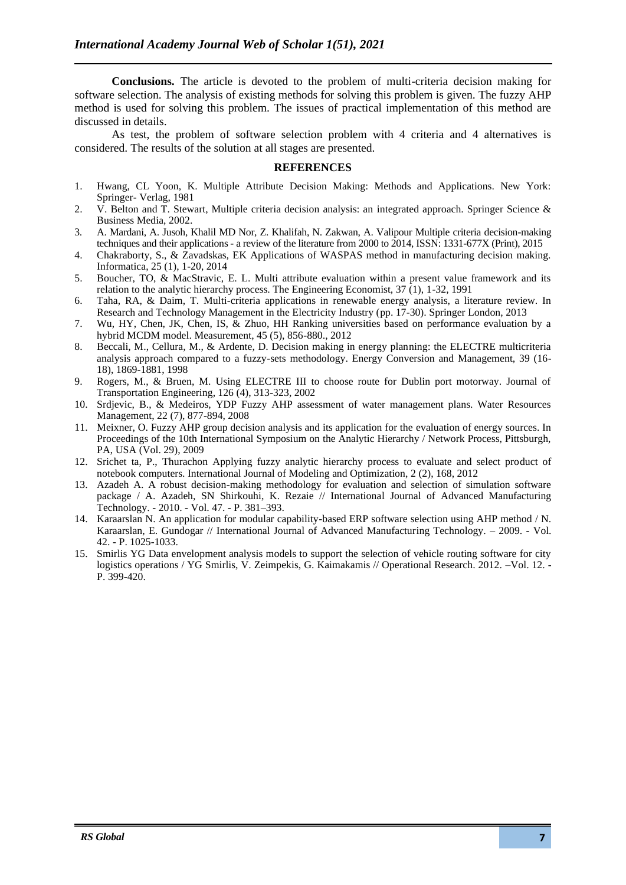**Conclusions.** The article is devoted to the problem of multi-criteria decision making for software selection. The analysis of existing methods for solving this problem is given. The fuzzy AHP method is used for solving this problem. The issues of practical implementation of this method are discussed in details.

As test, the problem of software selection problem with 4 criteria and 4 alternatives is considered. The results of the solution at all stages are presented.

## REFERENCES

1. Hwang, CL Yoon, K. Multiple Attribute Decision Making: Methods and Applications. New York: Springer- Verlag, 1981
2. V. Belton and T. Stewart, Multiple criteria decision analysis: an integrated approach. Springer Science & Business Media, 2002.
3. A. Mardani, A. Jusoh, Khalil MD Nor, Z. Khalifah, N. Zakwan, A. Valipour Multiple criteria decision-making techniques and their applications - a review of the literature from 2000 to 2014, ISSN: 1331-677X (Print), 2015
4. Chakraborty, S., & Zavadskas, EK Applications of WASPAS method in manufacturing decision making. Informatica, 25 (1), 1-20, 2014
5. Boucher, TO, & MacStravic, E. L. Multi attribute evaluation within a present value framework and its relation to the analytic hierarchy process. The Engineering Economist, 37 (1), 1-32, 1991
6. Taha, RA, & Daim, T. Multi-criteria applications in renewable energy analysis, a literature review. In Research and Technology Management in the Electricity Industry (pp. 17-30). Springer London, 2013
7. Wu, HY, Chen, JK, Chen, IS, & Zhuo, HH Ranking universities based on performance evaluation by a hybrid MCDM model. Measurement, 45 (5), 856-880., 2012
8. Beccali, M., Cellura, M., & Ardente, D. Decision making in energy planning: the ELECTRE multicriteria analysis approach compared to a fuzzy-sets methodology. Energy Conversion and Management, 39 (16-18), 1869-1881, 1998
9. Rogers, M., & Bruen, M. Using ELECTRE III to choose route for Dublin port motorway. Journal of Transportation Engineering, 126 (4), 313-323, 2002
10. Srdjevic, B., & Medeiros, YDP Fuzzy AHP assessment of water management plans. Water Resources Management, 22 (7), 877-894, 2008
11. Meixner, O. Fuzzy AHP group decision analysis and its application for the evaluation of energy sources. In Proceedings of the 10th International Symposium on the Analytic Hierarchy / Network Process, Pittsburgh, PA, USA (Vol. 29), 2009
12. Srichet ta, P., Thurachon Applying fuzzy analytic hierarchy process to evaluate and select product of notebook computers. International Journal of Modeling and Optimization, 2 (2), 168, 2012
13. Azadeh A. A robust decision-making methodology for evaluation and selection of simulation software package / A. Azadeh, SN Shirkouhi, K. Rezaie // International Journal of Advanced Manufacturing Technology. - 2010. - Vol. 47. - P. 381–393.
14. Karaarslan N. An application for modular capability-based ERP software selection using AHP method / N. Karaarslan, E. Gundogar // International Journal of Advanced Manufacturing Technology. – 2009. - Vol. 42. - P. 1025-1033.
15. Smirlis YG Data envelopment analysis models to support the selection of vehicle routing software for city logistics operations / YG Smirlis, V. Zeimpekis, G. Kaimakamis // Operational Research. 2012. –Vol. 12. - P. 399-420.